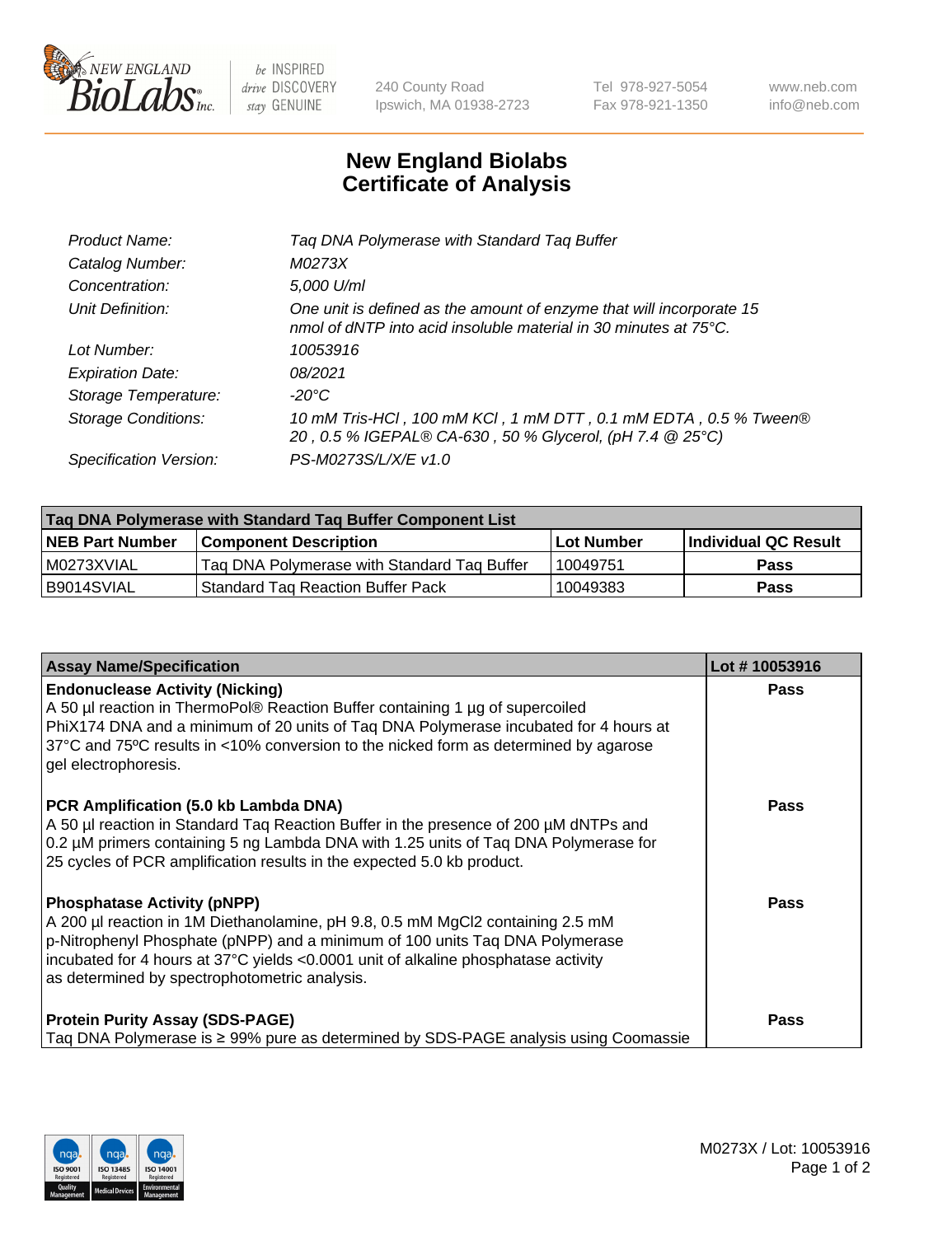# New England Biolabs Certificate of Analysis

| | |
|---|---|
| *Product Name:* | *Taq DNA Polymerase with Standard Taq Buffer* |
| *Catalog Number:* | *M0273X* |
| *Concentration:* | *5,000 U/ml* |
| *Unit Definition:* | *One unit is defined as the amount of enzyme that will incorporate 15 nmol of dNTP into acid insoluble material in 30 minutes at 75°C.* |
| *Lot Number:* | *10053916* |
| *Expiration Date:* | *08/2021* |
| *Storage Temperature:* | *-20°C* |
| *Storage Conditions:* | *10 mM Tris-HCl , 100 mM KCl , 1 mM DTT , 0.1 mM EDTA , 0.5 % Tween® 20 , 0.5 % IGEPAL® CA-630 , 50 % Glycerol, (pH 7.4 @ 25°C)* |
| *Specification Version:* | *PS-M0273S/L/X/E v1.0* |

| Taq DNA Polymerase with Standard Taq Buffer Component List | | | |
|---|---|---|---|
| **NEB Part Number** | **Component Description** | **Lot Number** | **Individual QC Result** |
| M0273XVIAL | Taq DNA Polymerase with Standard Taq Buffer | 10049751 | **Pass** |
| B9014SVIAL | Standard Taq Reaction Buffer Pack | 10049383 | **Pass** |

| Assay Name/Specification | Lot # 10053916 |
|---|---|
| **Endonuclease Activity (Nicking)**<br>A 50 µl reaction in ThermoPol® Reaction Buffer containing 1 µg of supercoiled PhiX174 DNA and a minimum of 20 units of Taq DNA Polymerase incubated for 4 hours at 37°C and 75°C results in <10% conversion to the nicked form as determined by agarose gel electrophoresis. | **Pass** |
| **PCR Amplification (5.0 kb Lambda DNA)**<br>A 50 µl reaction in Standard Taq Reaction Buffer in the presence of 200 µM dNTPs and 0.2 µM primers containing 5 ng Lambda DNA with 1.25 units of Taq DNA Polymerase for 25 cycles of PCR amplification results in the expected 5.0 kb product. | **Pass** |
| **Phosphatase Activity (pNPP)**<br>A 200 µl reaction in 1M Diethanolamine, pH 9.8, 0.5 mM $MgCl_2$ containing 2.5 mM p-Nitrophenyl Phosphate (pNPP) and a minimum of 100 units Taq DNA Polymerase incubated for 4 hours at 37°C yields <0.0001 unit of alkaline phosphatase activity as determined by spectrophotometric analysis. | **Pass** |
| **Protein Purity Assay (SDS-PAGE)**<br>Taq DNA Polymerase is ≥ 99% pure as determined by SDS-PAGE analysis using Coomassie | **Pass** |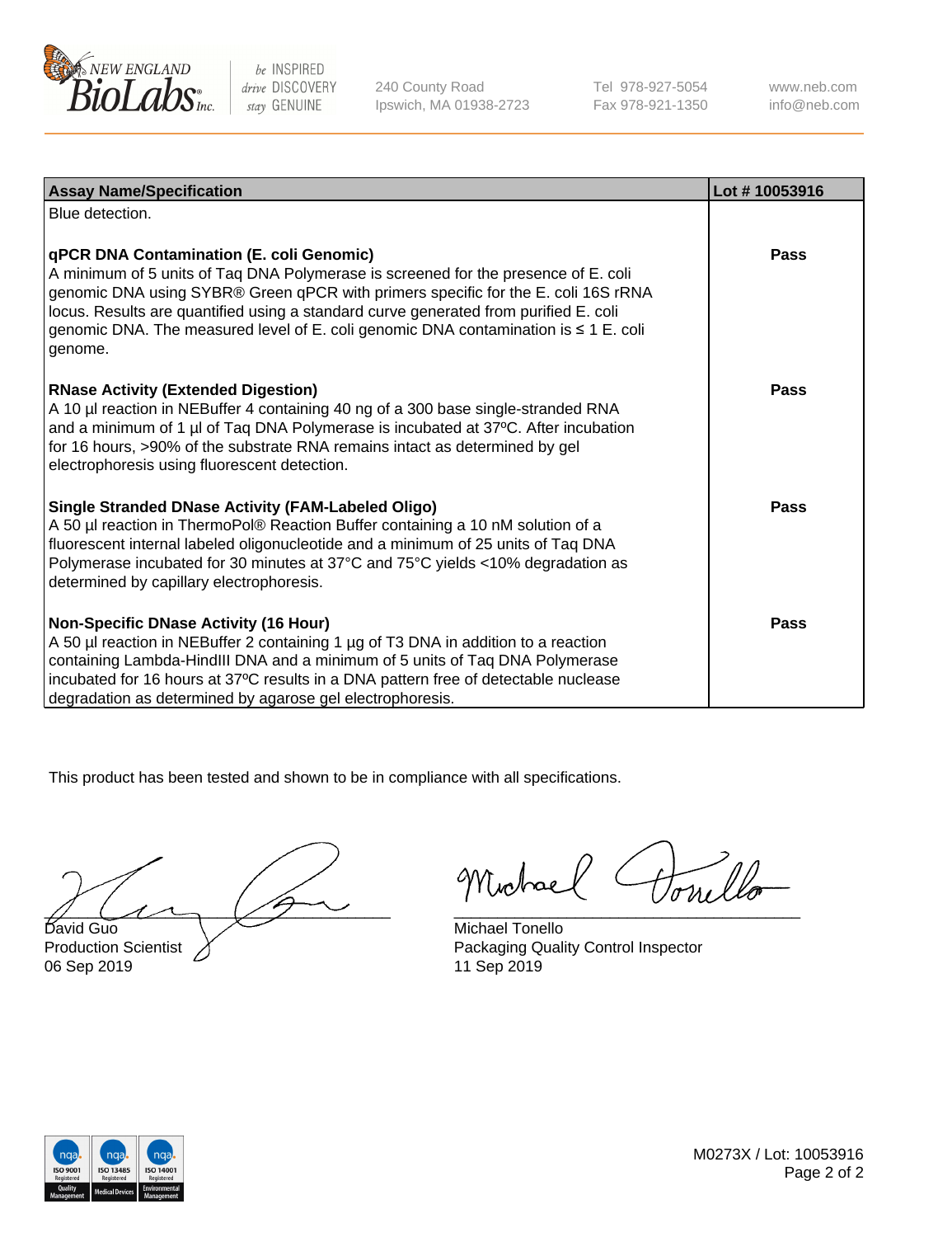| Assay Name/Specification | Lot # 10053916 |
| --- | --- |
| Blue detection. | |
| **qPCR DNA Contamination (E. coli Genomic)**<br>A minimum of 5 units of Taq DNA Polymerase is screened for the presence of E. coli genomic DNA using SYBR® Green qPCR with primers specific for the E. coli 16S rRNA locus. Results are quantified using a standard curve generated from purified E. coli genomic DNA. The measured level of E. coli genomic DNA contamination is ≤ 1 E. coli genome. | **Pass** |
| **RNase Activity (Extended Digestion)**<br>A 10 µl reaction in NEBuffer 4 containing 40 ng of a 300 base single-stranded RNA and a minimum of 1 µl of Taq DNA Polymerase is incubated at 37ºC. After incubation for 16 hours, >90% of the substrate RNA remains intact as determined by gel electrophoresis using fluorescent detection. | **Pass** |
| **Single Stranded DNase Activity (FAM-Labeled Oligo)**<br>A 50 µl reaction in ThermoPol® Reaction Buffer containing a 10 nM solution of a fluorescent internal labeled oligonucleotide and a minimum of 25 units of Taq DNA Polymerase incubated for 30 minutes at 37°C and 75°C yields <10% degradation as determined by capillary electrophoresis. | **Pass** |
| **Non-Specific DNase Activity (16 Hour)**<br>A 50 µl reaction in NEBuffer 2 containing 1 µg of T3 DNA in addition to a reaction containing Lambda-HindIII DNA and a minimum of 5 units of Taq DNA Polymerase incubated for 16 hours at 37ºC results in a DNA pattern free of detectable nuclease degradation as determined by agarose gel electrophoresis. | **Pass** |

This product has been tested and shown to be in compliance with all specifications.

David Guo
Production Scientist
06 Sep 2019

Michael Tonello
Packaging Quality Control Inspector
11 Sep 2019

M0273X / Lot: 10053916